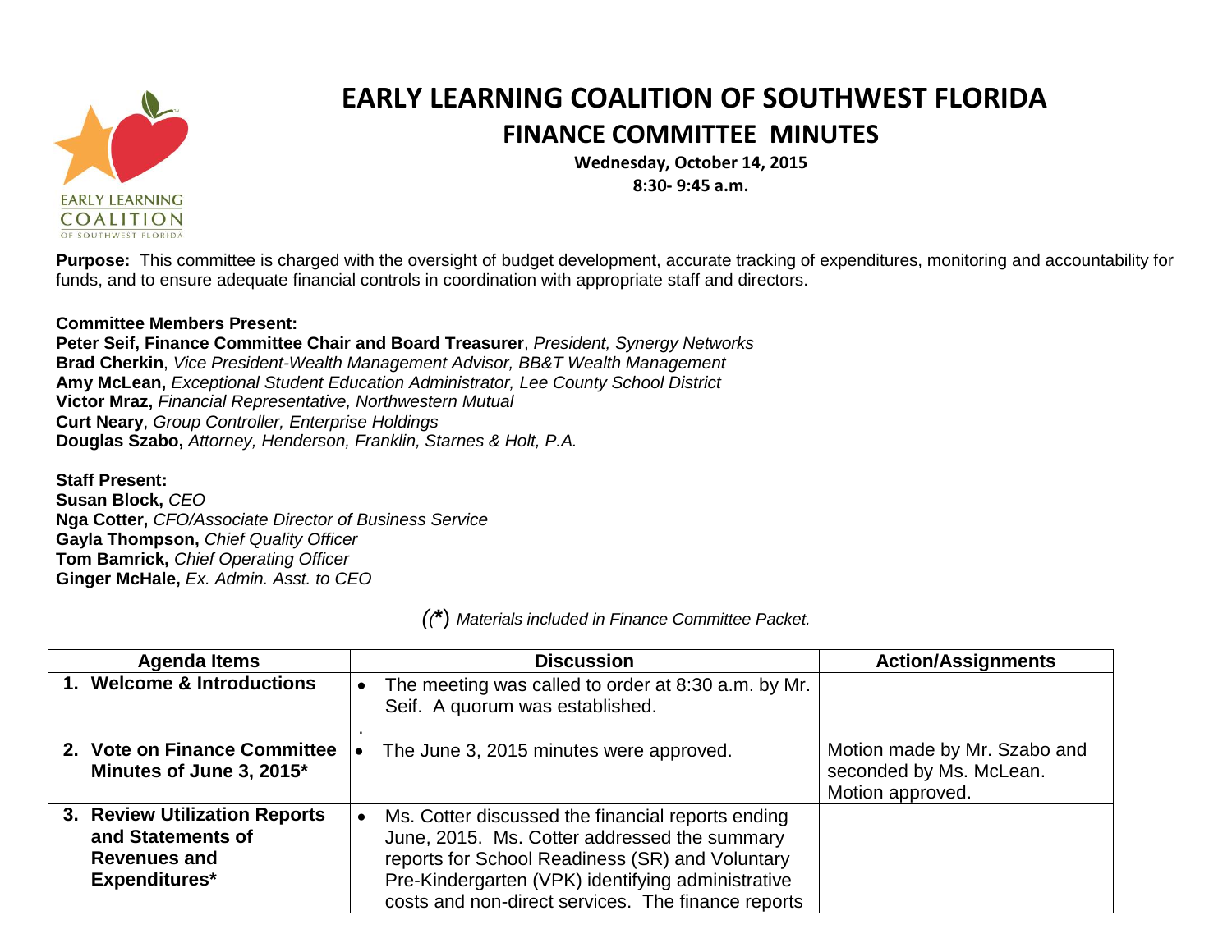# EARLY LEARNING COALITION OF SOUTHWEST FLORIDA

## FINANCE COMMITTEE MINUTES

**Wednesday, October 14, 2015**
**8:30- 9:45 a.m.**

**Purpose:** This committee is charged with the oversight of budget development, accurate tracking of expenditures, monitoring and accountability for funds, and to ensure adequate financial controls in coordination with appropriate staff and directors.

**Committee Members Present:**
**Peter Seif, Finance Committee Chair and Board Treasurer**, *President, Synergy Networks*
**Brad Cherkin**, *Vice President-Wealth Management Advisor, BB&T Wealth Management*
**Amy McLean,** *Exceptional Student Education Administrator, Lee County School District*
**Victor Mraz,** *Financial Representative, Northwestern Mutual*
**Curt Neary**, *Group Controller, Enterprise Holdings*
**Douglas Szabo,** *Attorney, Henderson, Franklin, Starnes & Holt, P.A.*

**Staff Present:**
**Susan Block,** *CEO*
**Nga Cotter,** *CFO/Associate Director of Business Service*
**Gayla Thompson,** *Chief Quality Officer*
**Tom Bamrick,** *Chief Operating Officer*
**Ginger McHale,** *Ex. Admin. Asst. to CEO*

*(*) Materials included in Finance Committee Packet.*

| Agenda Items | Discussion | Action/Assignments |
|---|---|---|
| **1. Welcome & Introductions** | • The meeting was called to order at 8:30 a.m. by Mr. Seif. A quorum was established. | |
| **2. Vote on Finance Committee Minutes of June 3, 2015*** | • The June 3, 2015 minutes were approved. | Motion made by Mr. Szabo and seconded by Ms. McLean. Motion approved. |
| **3. Review Utilization Reports and Statements of Revenues and Expenditures*** | • Ms. Cotter discussed the financial reports ending June, 2015. Ms. Cotter addressed the summary reports for School Readiness (SR) and Voluntary Pre-Kindergarten (VPK) identifying administrative costs and non-direct services. The finance reports | |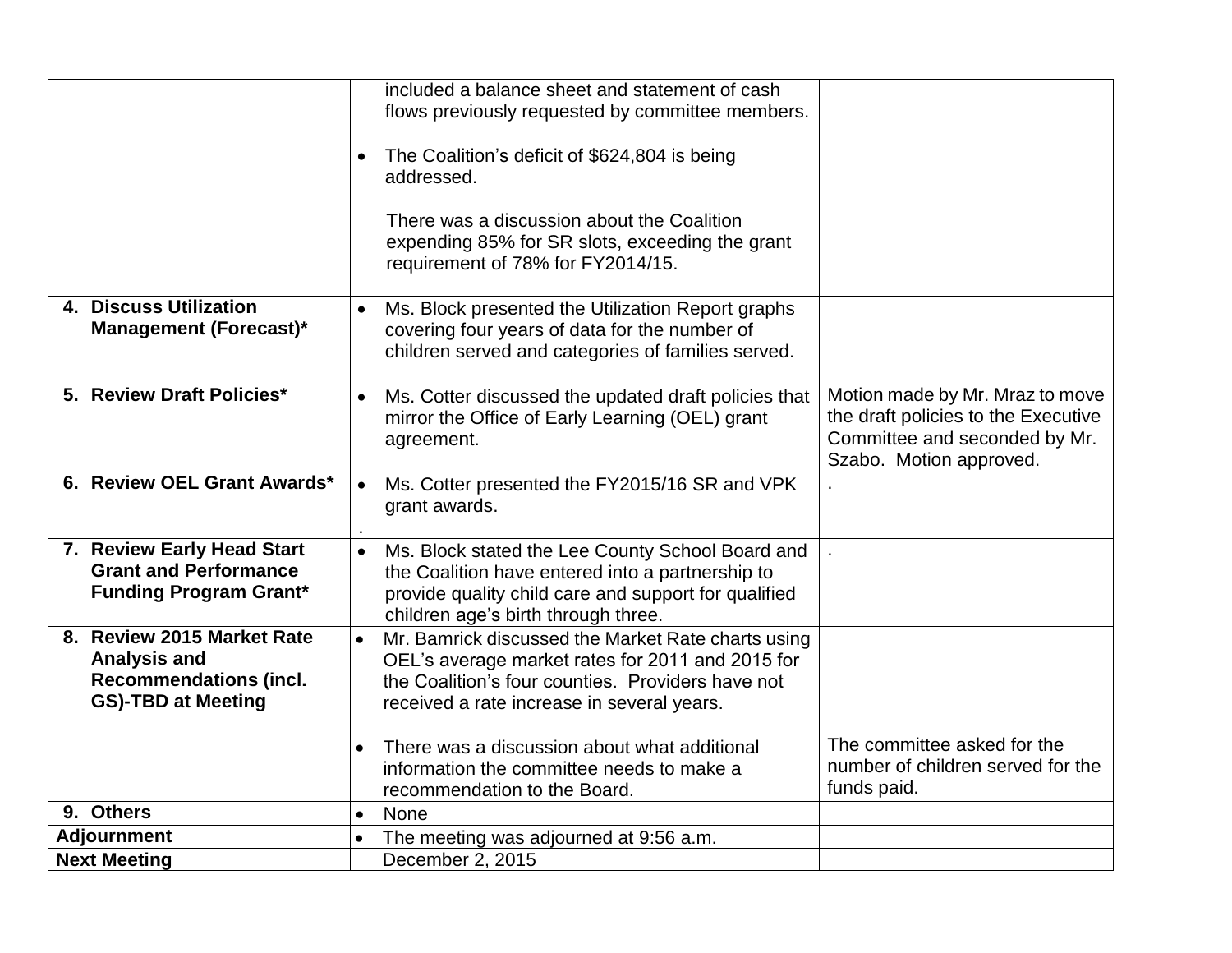| | | |
|---|---|---|
| | included a balance sheet and statement of cash flows previously requested by committee members.<br><br>• The Coalition's deficit of $624,804 is being addressed.<br><br>There was a discussion about the Coalition expending 85% for SR slots, exceeding the grant requirement of 78% for FY2014/15. | |
| **4. Discuss Utilization Management (Forecast)*** | • Ms. Block presented the Utilization Report graphs covering four years of data for the number of children served and categories of families served. | |
| **5. Review Draft Policies*** | • Ms. Cotter discussed the updated draft policies that mirror the Office of Early Learning (OEL) grant agreement. | Motion made by Mr. Mraz to move the draft policies to the Executive Committee and seconded by Mr. Szabo. Motion approved. |
| **6. Review OEL Grant Awards*** | • Ms. Cotter presented the FY2015/16 SR and VPK grant awards.<br>. | . |
| **7. Review Early Head Start Grant and Performance Funding Program Grant*** | • Ms. Block stated the Lee County School Board and the Coalition have entered into a partnership to provide quality child care and support for qualified children age's birth through three. | . |
| **8. Review 2015 Market Rate Analysis and Recommendations (incl. GS)-TBD at Meeting** | • Mr. Bamrick discussed the Market Rate charts using OEL's average market rates for 2011 and 2015 for the Coalition's four counties. Providers have not received a rate increase in several years.<br><br>• There was a discussion about what additional information the committee needs to make a recommendation to the Board. | The committee asked for the number of children served for the funds paid. |
| **9. Others** | • None | |
| **Adjournment** | • The meeting was adjourned at 9:56 a.m. | |
| **Next Meeting** | December 2, 2015 | |